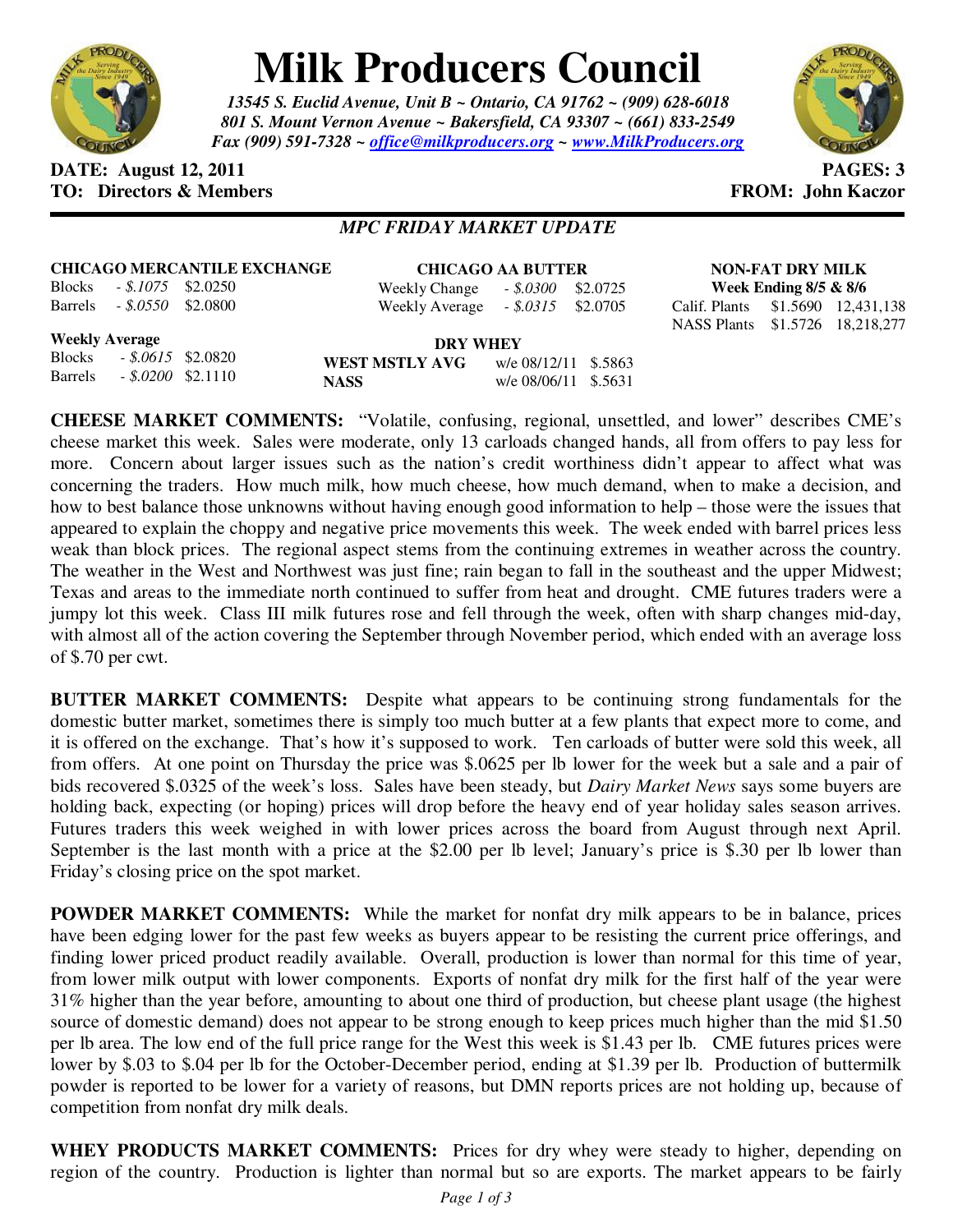# Milk Producers Council

*13545 S. Euclid Avenue, Unit B ~ Ontario, CA 91762 ~ (909) 628-6018*
*801 S. Mount Vernon Avenue ~ Bakersfield, CA 93307 ~ (661) 833-2549*
*Fax (909) 591-7328 ~ office@milkproducers.org ~ www.MilkProducers.org*

**DATE: August 12, 2011** **PAGES: 3**
**TO: Directors & Members** **FROM: John Kaczor**

## *MPC FRIDAY MARKET UPDATE*

**CHICAGO MERCANTILE EXCHANGE**

| | | |
|---|---|---|
| Blocks | *- $.1075* | $2.0250 |
| Barrels | *- $.0550* | $2.0800 |

**Weekly Average**

| | | |
|---|---|---|
| Blocks | *- $.0615* | $2.0820 |
| Barrels | *- $.0200* | $2.1110 |

**CHICAGO AA BUTTER**

| | | |
|---|---|---|
| Weekly Change | *- $.0300* | $2.0725 |
| Weekly Average | *- $.0315* | $2.0705 |

**DRY WHEY**

| | | |
|---|---|---|
| **WEST MSTLY AVG** | w/e 08/12/11 | $.5863 |
| **NASS** | w/e 08/06/11 | $.5631 |

**NON-FAT DRY MILK**
**Week Ending 8/5 & 8/6**

| | | |
|---|---|---|
| Calif. Plants | $1.5690 | 12,431,138 |
| NASS Plants | $1.5726 | 18,218,277 |

**CHEESE MARKET COMMENTS:** "Volatile, confusing, regional, unsettled, and lower" describes CME's cheese market this week. Sales were moderate, only 13 carloads changed hands, all from offers to pay less for more. Concern about larger issues such as the nation's credit worthiness didn't appear to affect what was concerning the traders. How much milk, how much cheese, how much demand, when to make a decision, and how to best balance those unknowns without having enough good information to help – those were the issues that appeared to explain the choppy and negative price movements this week. The week ended with barrel prices less weak than block prices. The regional aspect stems from the continuing extremes in weather across the country. The weather in the West and Northwest was just fine; rain began to fall in the southeast and the upper Midwest; Texas and areas to the immediate north continued to suffer from heat and drought. CME futures traders were a jumpy lot this week. Class III milk futures rose and fell through the week, often with sharp changes mid-day, with almost all of the action covering the September through November period, which ended with an average loss of $.70 per cwt.

**BUTTER MARKET COMMENTS:** Despite what appears to be continuing strong fundamentals for the domestic butter market, sometimes there is simply too much butter at a few plants that expect more to come, and it is offered on the exchange. That's how it's supposed to work. Ten carloads of butter were sold this week, all from offers. At one point on Thursday the price was $.0625 per lb lower for the week but a sale and a pair of bids recovered $.0325 of the week's loss. Sales have been steady, but *Dairy Market News* says some buyers are holding back, expecting (or hoping) prices will drop before the heavy end of year holiday sales season arrives. Futures traders this week weighed in with lower prices across the board from August through next April. September is the last month with a price at the $2.00 per lb level; January's price is $.30 per lb lower than Friday's closing price on the spot market.

**POWDER MARKET COMMENTS:** While the market for nonfat dry milk appears to be in balance, prices have been edging lower for the past few weeks as buyers appear to be resisting the current price offerings, and finding lower priced product readily available. Overall, production is lower than normal for this time of year, from lower milk output with lower components. Exports of nonfat dry milk for the first half of the year were 31% higher than the year before, amounting to about one third of production, but cheese plant usage (the highest source of domestic demand) does not appear to be strong enough to keep prices much higher than the mid $1.50 per lb area. The low end of the full price range for the West this week is $1.43 per lb. CME futures prices were lower by $.03 to $.04 per lb for the October-December period, ending at $1.39 per lb. Production of buttermilk powder is reported to be lower for a variety of reasons, but DMN reports prices are not holding up, because of competition from nonfat dry milk deals.

**WHEY PRODUCTS MARKET COMMENTS:** Prices for dry whey were steady to higher, depending on region of the country. Production is lighter than normal but so are exports. The market appears to be fairly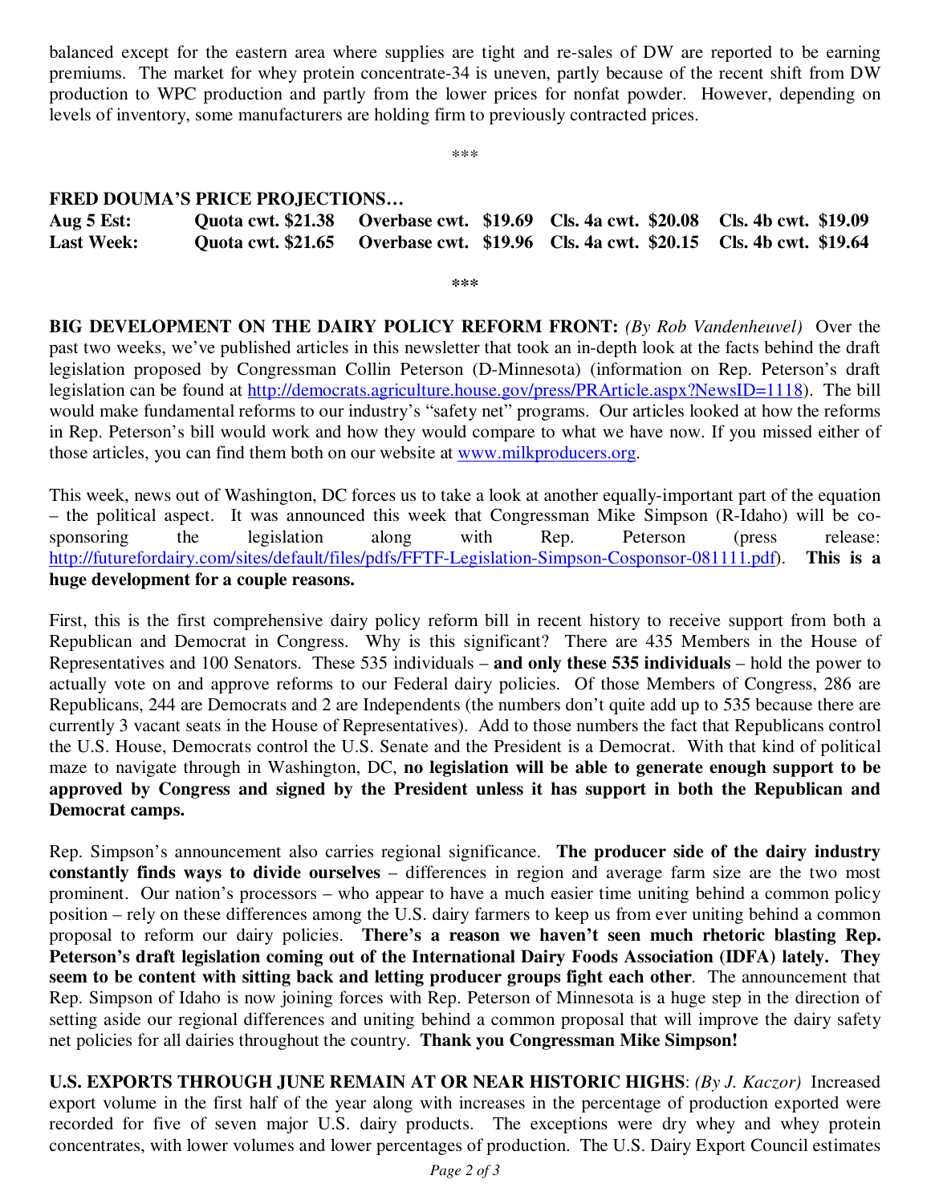balanced except for the eastern area where supplies are tight and re-sales of DW are reported to be earning premiums. The market for whey protein concentrate-34 is uneven, partly because of the recent shift from DW production to WPC production and partly from the lower prices for nonfat powder. However, depending on levels of inventory, some manufacturers are holding firm to previously contracted prices.

\*\*\*

**FRED DOUMA'S PRICE PROJECTIONS…**

| | | | | |
|---|---|---|---|---|
| **Aug 5 Est:** | **Quota cwt. $21.38** | **Overbase cwt. $19.69** | **Cls. 4a cwt. $20.08** | **Cls. 4b cwt. $19.09** |
| **Last Week:** | **Quota cwt. $21.65** | **Overbase cwt. $19.96** | **Cls. 4a cwt. $20.15** | **Cls. 4b cwt. $19.64** |

\*\*\*

**BIG DEVELOPMENT ON THE DAIRY POLICY REFORM FRONT:** *(By Rob Vandenheuvel)* Over the past two weeks, we've published articles in this newsletter that took an in-depth look at the facts behind the draft legislation proposed by Congressman Collin Peterson (D-Minnesota) (information on Rep. Peterson's draft legislation can be found at http://democrats.agriculture.house.gov/press/PRArticle.aspx?NewsID=1118). The bill would make fundamental reforms to our industry's "safety net" programs. Our articles looked at how the reforms in Rep. Peterson's bill would work and how they would compare to what we have now. If you missed either of those articles, you can find them both on our website at www.milkproducers.org.

This week, news out of Washington, DC forces us to take a look at another equally-important part of the equation – the political aspect. It was announced this week that Congressman Mike Simpson (R-Idaho) will be co-sponsoring the legislation along with Rep. Peterson (press release: http://futurefordairy.com/sites/default/files/pdfs/FFTF-Legislation-Simpson-Cosponsor-081111.pdf). **This is a huge development for a couple reasons.**

First, this is the first comprehensive dairy policy reform bill in recent history to receive support from both a Republican and Democrat in Congress. Why is this significant? There are 435 Members in the House of Representatives and 100 Senators. These 535 individuals – **and only these 535 individuals** – hold the power to actually vote on and approve reforms to our Federal dairy policies. Of those Members of Congress, 286 are Republicans, 244 are Democrats and 2 are Independents (the numbers don't quite add up to 535 because there are currently 3 vacant seats in the House of Representatives). Add to those numbers the fact that Republicans control the U.S. House, Democrats control the U.S. Senate and the President is a Democrat. With that kind of political maze to navigate through in Washington, DC, **no legislation will be able to generate enough support to be approved by Congress and signed by the President unless it has support in both the Republican and Democrat camps.**

Rep. Simpson's announcement also carries regional significance. **The producer side of the dairy industry constantly finds ways to divide ourselves** – differences in region and average farm size are the two most prominent. Our nation's processors – who appear to have a much easier time uniting behind a common policy position – rely on these differences among the U.S. dairy farmers to keep us from ever uniting behind a common proposal to reform our dairy policies. **There's a reason we haven't seen much rhetoric blasting Rep. Peterson's draft legislation coming out of the International Dairy Foods Association (IDFA) lately. They seem to be content with sitting back and letting producer groups fight each other**. The announcement that Rep. Simpson of Idaho is now joining forces with Rep. Peterson of Minnesota is a huge step in the direction of setting aside our regional differences and uniting behind a common proposal that will improve the dairy safety net policies for all dairies throughout the country. **Thank you Congressman Mike Simpson!**

**U.S. EXPORTS THROUGH JUNE REMAIN AT OR NEAR HISTORIC HIGHS**: *(By J. Kaczor)* Increased export volume in the first half of the year along with increases in the percentage of production exported were recorded for five of seven major U.S. dairy products. The exceptions were dry whey and whey protein concentrates, with lower volumes and lower percentages of production. The U.S. Dairy Export Council estimates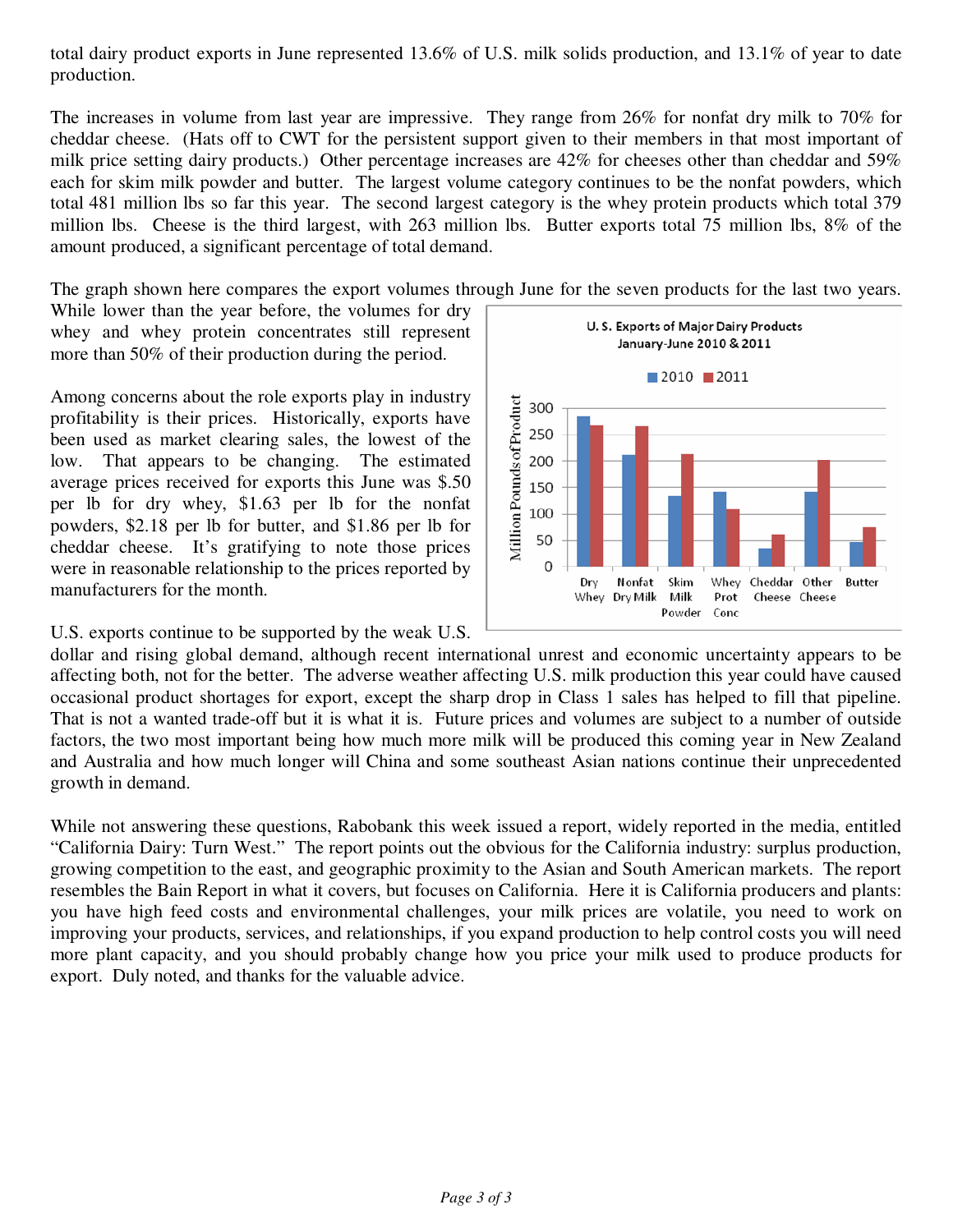total dairy product exports in June represented 13.6% of U.S. milk solids production, and 13.1% of year to date production.

The increases in volume from last year are impressive. They range from 26% for nonfat dry milk to 70% for cheddar cheese. (Hats off to CWT for the persistent support given to their members in that most important of milk price setting dairy products.) Other percentage increases are 42% for cheeses other than cheddar and 59% each for skim milk powder and butter. The largest volume category continues to be the nonfat powders, which total 481 million lbs so far this year. The second largest category is the whey protein products which total 379 million lbs. Cheese is the third largest, with 263 million lbs. Butter exports total 75 million lbs, 8% of the amount produced, a significant percentage of total demand.

The graph shown here compares the export volumes through June for the seven products for the last two years. While lower than the year before, the volumes for dry whey and whey protein concentrates still represent more than 50% of their production during the period.

U. S. Exports of Major Dairy Products
January-June 2010 & 2011

2010 2011

Million Pounds of Product

0
50
100
150
200
250
300

Dry Whey
Nonfat Dry Milk
Skim Milk Powder
Whey Prot Conc
Cheddar Cheese
Other Cheese
Butter

Among concerns about the role exports play in industry profitability is their prices. Historically, exports have been used as market clearing sales, the lowest of the low. That appears to be changing. The estimated average prices received for exports this June was $.50 per lb for dry whey, $1.63 per lb for the nonfat powders, $2.18 per lb for butter, and $1.86 per lb for cheddar cheese. It's gratifying to note those prices were in reasonable relationship to the prices reported by manufacturers for the month.

U.S. exports continue to be supported by the weak U.S. dollar and rising global demand, although recent international unrest and economic uncertainty appears to be affecting both, not for the better. The adverse weather affecting U.S. milk production this year could have caused occasional product shortages for export, except the sharp drop in Class 1 sales has helped to fill that pipeline. That is not a wanted trade-off but it is what it is. Future prices and volumes are subject to a number of outside factors, the two most important being how much more milk will be produced this coming year in New Zealand and Australia and how much longer will China and some southeast Asian nations continue their unprecedented growth in demand.

While not answering these questions, Rabobank this week issued a report, widely reported in the media, entitled "California Dairy: Turn West." The report points out the obvious for the California industry: surplus production, growing competition to the east, and geographic proximity to the Asian and South American markets. The report resembles the Bain Report in what it covers, but focuses on California. Here it is California producers and plants: you have high feed costs and environmental challenges, your milk prices are volatile, you need to work on improving your products, services, and relationships, if you expand production to help control costs you will need more plant capacity, and you should probably change how you price your milk used to produce products for export. Duly noted, and thanks for the valuable advice.